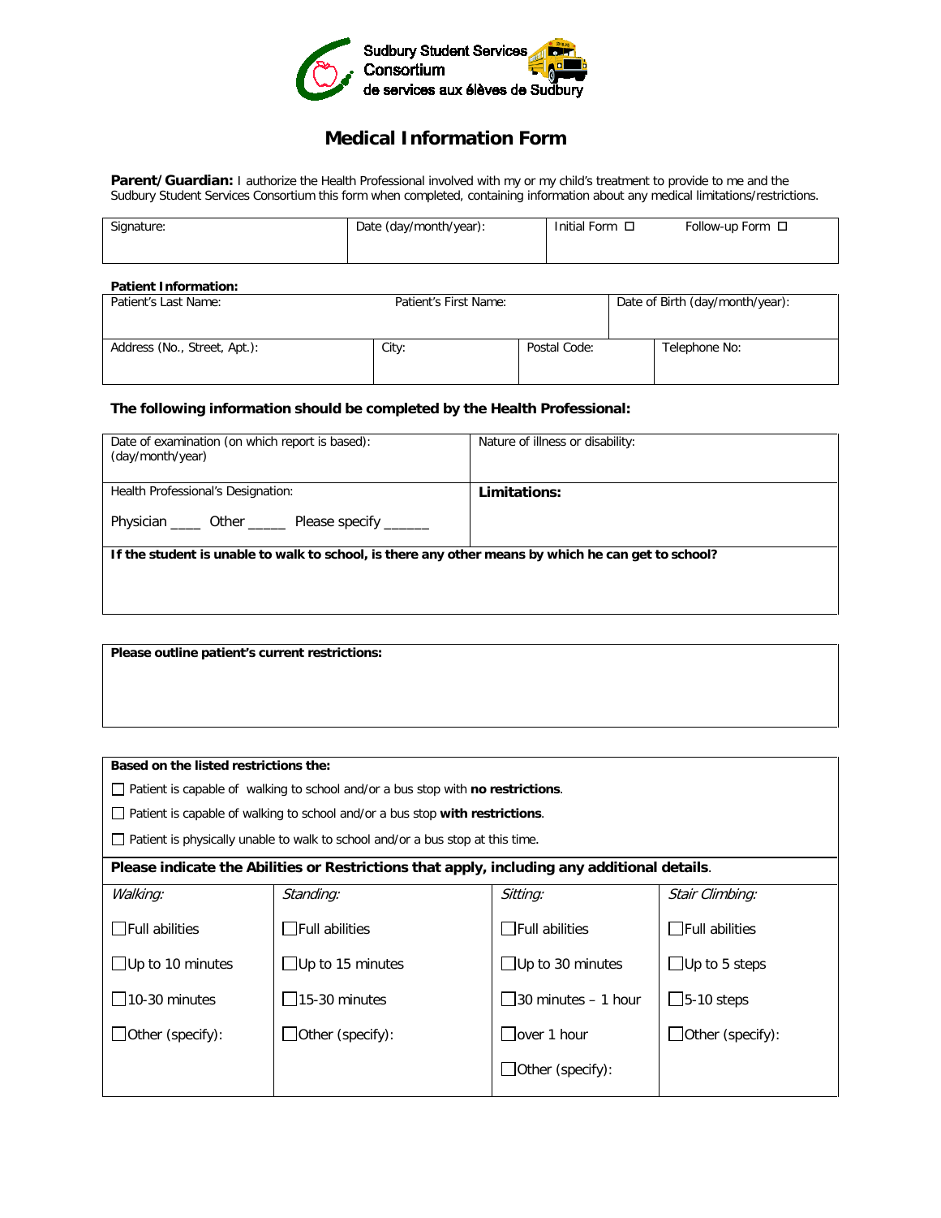Sudbury Student Services Consortium
de services aux élèves de Sudbury

# Medical Information Form

**Parent/Guardian:** I authorize the Health Professional involved with my or my child's treatment to provide to me and the Sudbury Student Services Consortium this form when completed, containing information about any medical limitations/restrictions.

| Signature: | Date (day/month/year): | Initial Form ☐ Follow-up Form ☐ |
|---|---|---|

**Patient Information:**

| Patient's Last Name: | Patient's First Name: | Date of Birth (day/month/year): | |
|---|---|---|---|
| Address (No., Street, Apt.): | City: | Postal Code: | Telephone No: |

### The following information should be completed by the Health Professional:

| Date of examination (on which report is based): (day/month/year) | Nature of illness or disability: |
|---|---|
| Health Professional's Designation: Physician ____ Other _____ Please specify ______ | **Limitations:** |
| **If the student is unable to walk to school, is there any other means by which he can get to school?** | |

**Please outline patient's current restrictions:**

**Based on the listed restrictions the:**

☐ Patient is capable of walking to school and/or a bus stop with **no restrictions**.

☐ Patient is capable of walking to school and/or a bus stop **with restrictions**.

☐ Patient is physically unable to walk to school and/or a bus stop at this time.

**Please indicate the Abilities or Restrictions that apply, including any additional details**.

| *Walking:* | *Standing:* | *Sitting:* | *Stair Climbing:* |
|---|---|---|---|
| ☐Full abilities | ☐Full abilities | ☐Full abilities | ☐Full abilities |
| ☐Up to 10 minutes | ☐Up to 15 minutes | ☐Up to 30 minutes | ☐Up to 5 steps |
| ☐10-30 minutes | ☐15-30 minutes | ☐30 minutes – 1 hour | ☐5-10 steps |
| ☐Other (specify): | ☐Other (specify): | ☐over 1 hour | ☐Other (specify): |
| | | ☐Other (specify): | |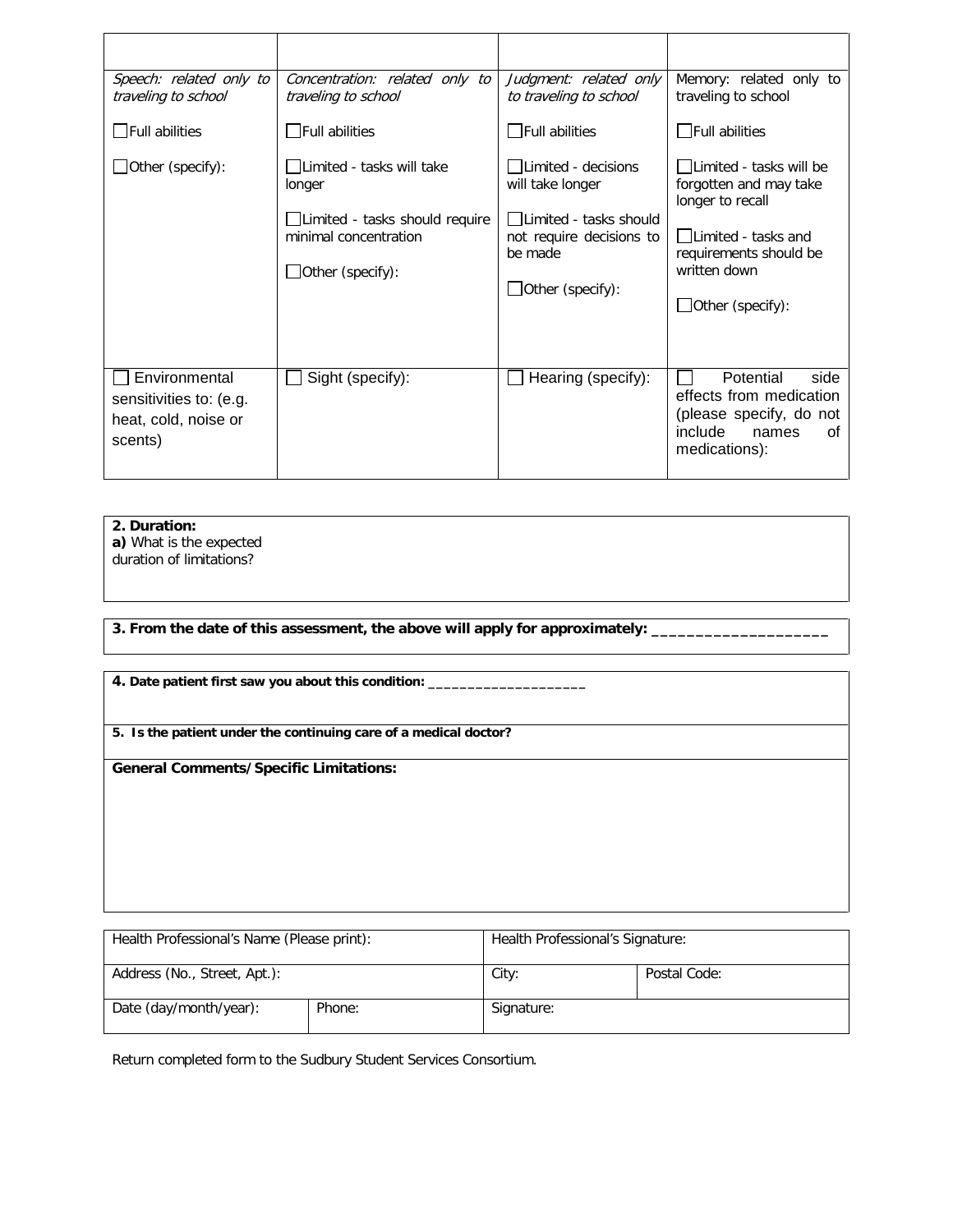| | | | |
|---|---|---|---|
| | | | |
| *Speech: related only to traveling to school*<br><br>☐Full abilities<br><br>☐Other (specify): | *Concentration: related only to traveling to school*<br><br>☐Full abilities<br><br>☐Limited - tasks will take longer<br><br>☐Limited - tasks should require minimal concentration<br><br>☐Other (specify): | *Judgment: related only to traveling to school*<br><br>☐Full abilities<br><br>☐Limited - decisions will take longer<br><br>☐Limited - tasks should not require decisions to be made<br><br>☐Other (specify): | Memory: related only to traveling to school<br><br>☐Full abilities<br><br>☐Limited - tasks will be forgotten and may take longer to recall<br><br>☐Limited - tasks and requirements should be written down<br><br>☐Other (specify): |
| ☐ Environmental sensitivities to: (e.g. heat, cold, noise or scents) | ☐ Sight (specify): | ☐ Hearing (specify): | ☐ Potential side effects from medication (please specify, do not include names of medications): |

**2. Duration:**
**a)** What is the expected duration of limitations?

**3. From the date of this assessment, the above will apply for approximately: ____________________**

**4. Date patient first saw you about this condition: ____________________**

**5. Is the patient under the continuing care of a medical doctor?**

**General Comments/Specific Limitations:**

| | | | |
|---|---|---|---|
| Health Professional's Name (Please print): | | Health Professional's Signature: | |
| Address (No., Street, Apt.): | | City: | Postal Code: |
| Date (day/month/year): | Phone: | Signature: | |

Return completed form to the Sudbury Student Services Consortium.